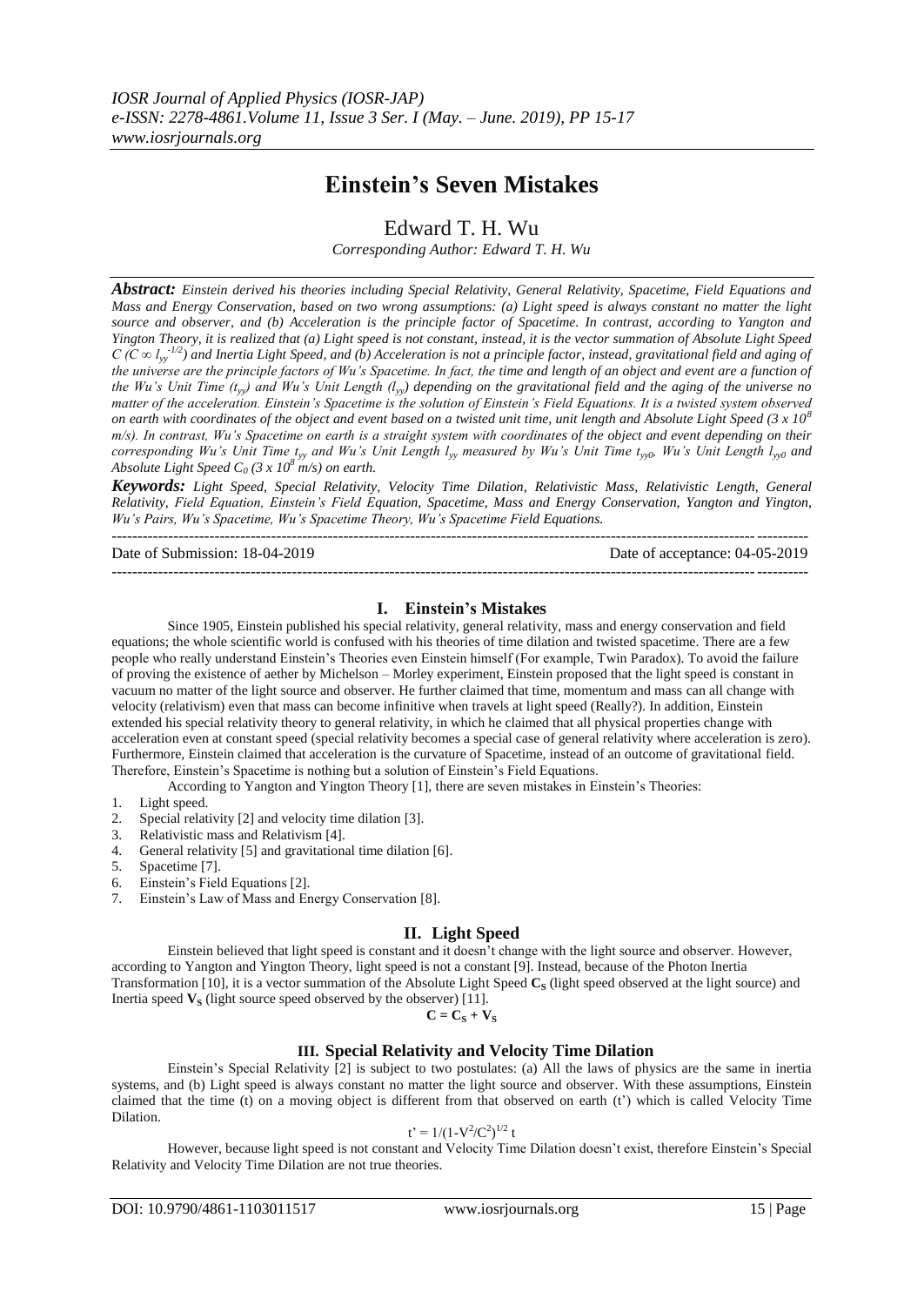# Einstein's Seven Mistakes

## Edward T. H. Wu

*Corresponding Author: Edward T. H. Wu*

***Abstract:*** *Einstein derived his theories including Special Relativity, General Relativity, Spacetime, Field Equations and Mass and Energy Conservation, based on two wrong assumptions: (a) Light speed is always constant no matter the light source and observer, and (b) Acceleration is the principle factor of Spacetime. In contrast, according to Yangton and Yington Theory, it is realized that (a) Light speed is not constant, instead, it is the vector summation of Absolute Light Speed C ($C \propto l_{yy}^{-1/2}$) and Inertia Light Speed, and (b) Acceleration is not a principle factor, instead, gravitational field and aging of the universe are the principle factors of Wu's Spacetime. In fact, the time and length of an object and event are a function of the Wu's Unit Time ($t_{yy}$) and Wu's Unit Length ($l_{yy}$) depending on the gravitational field and the aging of the universe no matter of the acceleration. Einstein's Spacetime is the solution of Einstein's Field Equations. It is a twisted system observed on earth with coordinates of the object and event based on a twisted unit time, unit length and Absolute Light Speed ($3 \times 10^8$ m/s). In contrast, Wu's Spacetime on earth is a straight system with coordinates of the object and event depending on their corresponding Wu's Unit Time $t_{yy}$ and Wu's Unit Length $l_{yy}$ measured by Wu's Unit Time $t_{yy0}$, Wu's Unit Length $l_{yy0}$ and Absolute Light Speed $C_0$ ($3 \times 10^8$ m/s) on earth.*

***Keywords:*** *Light Speed, Special Relativity, Velocity Time Dilation, Relativistic Mass, Relativistic Length, General Relativity, Field Equation, Einstein's Field Equation, Spacetime, Mass and Energy Conservation, Yangton and Yington, Wu's Pairs, Wu's Spacetime, Wu's Spacetime Theory, Wu's Spacetime Field Equations.*

---

Date of Submission: 18-04-2019 Date of acceptance: 04-05-2019

---

## I. Einstein's Mistakes

Since 1905, Einstein published his special relativity, general relativity, mass and energy conservation and field equations; the whole scientific world is confused with his theories of time dilation and twisted spacetime. There are a few people who really understand Einstein's Theories even Einstein himself (For example, Twin Paradox). To avoid the failure of proving the existence of aether by Michelson – Morley experiment, Einstein proposed that the light speed is constant in vacuum no matter of the light source and observer. He further claimed that time, momentum and mass can all change with velocity (relativism) even that mass can become infinitive when travels at light speed (Really?). In addition, Einstein extended his special relativity theory to general relativity, in which he claimed that all physical properties change with acceleration even at constant speed (special relativity becomes a special case of general relativity where acceleration is zero). Furthermore, Einstein claimed that acceleration is the curvature of Spacetime, instead of an outcome of gravitational field. Therefore, Einstein's Spacetime is nothing but a solution of Einstein's Field Equations.

According to Yangton and Yington Theory [1], there are seven mistakes in Einstein's Theories:

1. Light speed.
2. Special relativity [2] and velocity time dilation [3].
3. Relativistic mass and Relativism [4].
4. General relativity [5] and gravitational time dilation [6].
5. Spacetime [7].
6. Einstein's Field Equations [2].
7. Einstein's Law of Mass and Energy Conservation [8].

## II. Light Speed

Einstein believed that light speed is constant and it doesn't change with the light source and observer. However, according to Yangton and Yington Theory, light speed is not a constant [9]. Instead, because of the Photon Inertia Transformation [10], it is a vector summation of the Absolute Light Speed $\mathbf{C_S}$ (light speed observed at the light source) and Inertia speed $\mathbf{V_S}$ (light source speed observed by the observer) [11].

$$\mathbf{C} = \mathbf{C_S} + \mathbf{V_S}$$

## III. Special Relativity and Velocity Time Dilation

Einstein's Special Relativity [2] is subject to two postulates: (a) All the laws of physics are the same in inertia systems, and (b) Light speed is always constant no matter the light source and observer. With these assumptions, Einstein claimed that the time (t) on a moving object is different from that observed on earth (t') which is called Velocity Time Dilation.

$$t' = 1/(1-V^2/C^2)^{1/2}\, t$$

However, because light speed is not constant and Velocity Time Dilation doesn't exist, therefore Einstein's Special Relativity and Velocity Time Dilation are not true theories.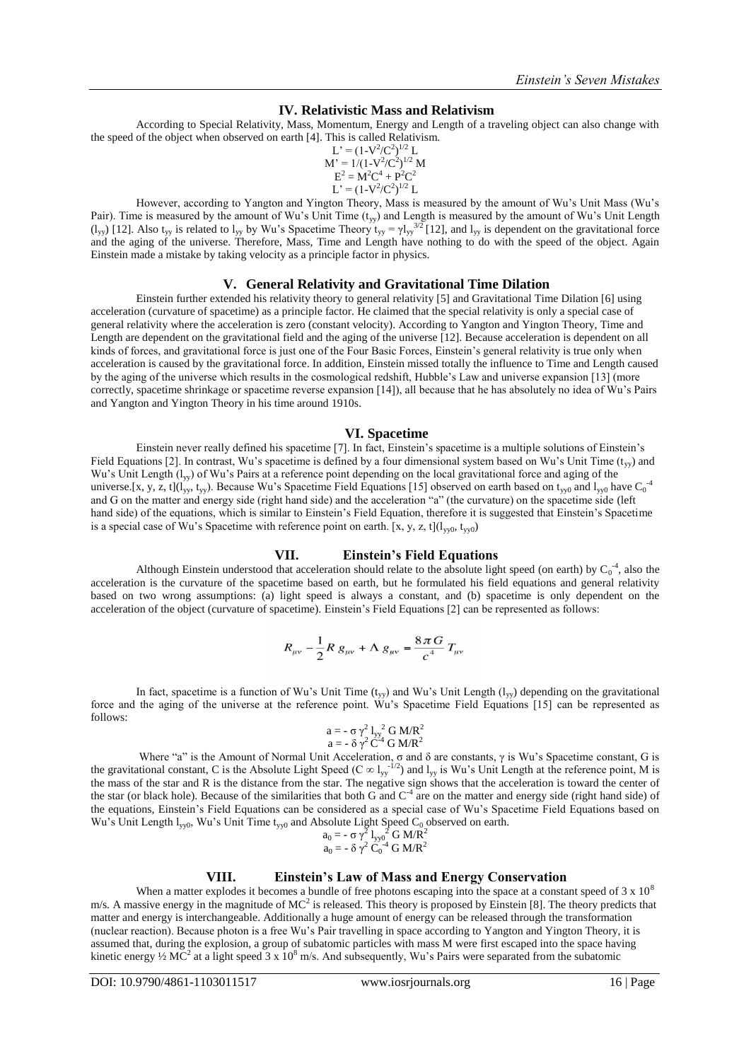## IV. Relativistic Mass and Relativism

According to Special Relativity, Mass, Momentum, Energy and Length of a traveling object can also change with the speed of the object when observed on earth [4]. This is called Relativism.

$$L' = (1-V^2/C^2)^{1/2} L$$
$$M' = 1/(1-V^2/C^2)^{1/2} M$$
$$E^2 = M^2C^4 + P^2C^2$$
$$L' = (1-V^2/C^2)^{1/2} L$$

However, according to Yangton and Yington Theory, Mass is measured by the amount of Wu's Unit Mass (Wu's Pair). Time is measured by the amount of Wu's Unit Time ($t_{yy}$) and Length is measured by the amount of Wu's Unit Length ($l_{yy}$) [12]. Also $t_{yy}$ is related to $l_{yy}$ by Wu's Spacetime Theory $t_{yy} = \gamma l_{yy}^{3/2}$ [12], and $l_{yy}$ is dependent on the gravitational force and the aging of the universe. Therefore, Mass, Time and Length have nothing to do with the speed of the object. Again Einstein made a mistake by taking velocity as a principle factor in physics.

## V. General Relativity and Gravitational Time Dilation

Einstein further extended his relativity theory to general relativity [5] and Gravitational Time Dilation [6] using acceleration (curvature of spacetime) as a principle factor. He claimed that the special relativity is only a special case of general relativity where the acceleration is zero (constant velocity). According to Yangton and Yington Theory, Time and Length are dependent on the gravitational field and the aging of the universe [12]. Because acceleration is dependent on all kinds of forces, and gravitational force is just one of the Four Basic Forces, Einstein's general relativity is true only when acceleration is caused by the gravitational force. In addition, Einstein missed totally the influence to Time and Length caused by the aging of the universe which results in the cosmological redshift, Hubble's Law and universe expansion [13] (more correctly, spacetime shrinkage or spacetime reverse expansion [14]), all because that he has absolutely no idea of Wu's Pairs and Yangton and Yington Theory in his time around 1910s.

## VI. Spacetime

Einstein never really defined his spacetime [7]. In fact, Einstein's spacetime is a multiple solutions of Einstein's Field Equations [2]. In contrast, Wu's spacetime is defined by a four dimensional system based on Wu's Unit Time ($t_{yy}$) and Wu's Unit Length ($l_{yy}$) of Wu's Pairs at a reference point depending on the local gravitational force and aging of the universe.$[x, y, z, t](l_{yy}, t_{yy})$. Because Wu's Spacetime Field Equations [15] observed on earth based on $t_{yy0}$ and $l_{yy0}$ have $C_0^{-4}$ and G on the matter and energy side (right hand side) and the acceleration "a" (the curvature) on the spacetime side (left hand side) of the equations, which is similar to Einstein's Field Equation, therefore it is suggested that Einstein's Spacetime is a special case of Wu's Spacetime with reference point on earth. $[x, y, z, t](l_{yy0}, t_{yy0})$

## VII. Einstein's Field Equations

Although Einstein understood that acceleration should relate to the absolute light speed (on earth) by $C_0^{-4}$, also the acceleration is the curvature of the spacetime based on earth, but he formulated his field equations and general relativity based on two wrong assumptions: (a) light speed is always a constant, and (b) spacetime is only dependent on the acceleration of the object (curvature of spacetime). Einstein's Field Equations [2] can be represented as follows:

$$R_{\mu\nu} - \frac{1}{2} R\, g_{\mu\nu} + \Lambda\, g_{\mu\nu} = \frac{8\pi G}{c^4} T_{\mu\nu}$$

In fact, spacetime is a function of Wu's Unit Time ($t_{yy}$) and Wu's Unit Length ($l_{yy}$) depending on the gravitational force and the aging of the universe at the reference point. Wu's Spacetime Field Equations [15] can be represented as follows:

$$a = - \sigma \gamma^2 l_{yy}^2 G M/R^2$$
$$a = - \delta \gamma^2 C^{-4} G M/R^2$$

Where "a" is the Amount of Normal Unit Acceleration, $\sigma$ and $\delta$ are constants, $\gamma$ is Wu's Spacetime constant, G is the gravitational constant, C is the Absolute Light Speed ($C \propto l_{yy}^{-1/2}$) and $l_{yy}$ is Wu's Unit Length at the reference point, M is the mass of the star and R is the distance from the star. The negative sign shows that the acceleration is toward the center of the star (or black hole). Because of the similarities that both G and $C^{-4}$ are on the matter and energy side (right hand side) of the equations, Einstein's Field Equations can be considered as a special case of Wu's Spacetime Field Equations based on Wu's Unit Length $l_{yy0}$, Wu's Unit Time $t_{yy0}$ and Absolute Light Speed $C_0$ observed on earth.

$$a_0 = - \sigma \gamma^2 l_{yy0}^2 G M/R^2$$
$$a_0 = - \delta \gamma^2 C_0^{-4} G M/R^2$$

## VIII. Einstein's Law of Mass and Energy Conservation

When a matter explodes it becomes a bundle of free photons escaping into the space at a constant speed of $3 \times 10^8$ m/s. A massive energy in the magnitude of $MC^2$ is released. This theory is proposed by Einstein [8]. The theory predicts that matter and energy is interchangeable. Additionally a huge amount of energy can be released through the transformation (nuclear reaction). Because photon is a free Wu's Pair travelling in space according to Yangton and Yington Theory, it is assumed that, during the explosion, a group of subatomic particles with mass M were first escaped into the space having kinetic energy ½ $MC^2$ at a light speed $3 \times 10^8$ m/s. And subsequently, Wu's Pairs were separated from the subatomic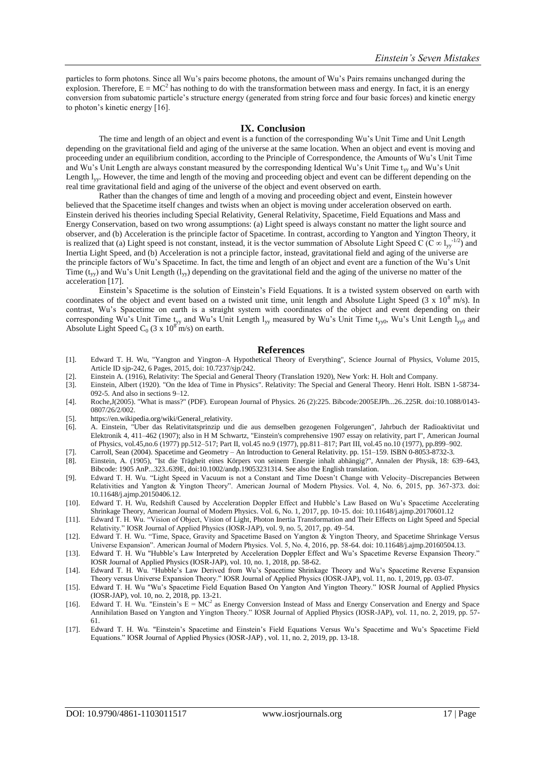particles to form photons. Since all Wu's pairs become photons, the amount of Wu's Pairs remains unchanged during the explosion. Therefore, $E = MC^2$ has nothing to do with the transformation between mass and energy. In fact, it is an energy conversion from subatomic particle's structure energy (generated from string force and four basic forces) and kinetic energy to photon's kinetic energy [16].

## IX. Conclusion

The time and length of an object and event is a function of the corresponding Wu's Unit Time and Unit Length depending on the gravitational field and aging of the universe at the same location. When an object and event is moving and proceeding under an equilibrium condition, according to the Principle of Correspondence, the Amounts of Wu's Unit Time and Wu's Unit Length are always constant measured by the corresponding Identical Wu's Unit Time $t_{yy}$ and Wu's Unit Length $l_{yy}$. However, the time and length of the moving and proceeding object and event can be different depending on the real time gravitational field and aging of the universe of the object and event observed on earth.

Rather than the changes of time and length of a moving and proceeding object and event, Einstein however believed that the Spacetime itself changes and twists when an object is moving under acceleration observed on earth. Einstein derived his theories including Special Relativity, General Relativity, Spacetime, Field Equations and Mass and Energy Conservation, based on two wrong assumptions: (a) Light speed is always constant no matter the light source and observer, and (b) Acceleration is the principle factor of Spacetime. In contrast, according to Yangton and Yington Theory, it is realized that (a) Light speed is not constant, instead, it is the vector summation of Absolute Light Speed C ($C \propto l_{yy}^{-1/2}$) and Inertia Light Speed, and (b) Acceleration is not a principle factor, instead, gravitational field and aging of the universe are the principle factors of Wu's Spacetime. In fact, the time and length of an object and event are a function of the Wu's Unit Time ($t_{yy}$) and Wu's Unit Length ($l_{yy}$) depending on the gravitational field and the aging of the universe no matter of the acceleration [17].

Einstein's Spacetime is the solution of Einstein's Field Equations. It is a twisted system observed on earth with coordinates of the object and event based on a twisted unit time, unit length and Absolute Light Speed ($3 \times 10^8$ m/s). In contrast, Wu's Spacetime on earth is a straight system with coordinates of the object and event depending on their corresponding Wu's Unit Time $t_{yy}$ and Wu's Unit Length $l_{yy}$ measured by Wu's Unit Time $t_{yy0}$, Wu's Unit Length $l_{yy0}$ and Absolute Light Speed $C_0$ ($3 \times 10^8$ m/s) on earth.

## References

[1]. Edward T. H. Wu, "Yangton and Yington–A Hypothetical Theory of Everything", Science Journal of Physics, Volume 2015, Article ID sjp-242, 6 Pages, 2015, doi: 10.7237/sjp/242.

[2]. Einstein A. (1916), Relativity: The Special and General Theory (Translation 1920), New York: H. Holt and Company.

[3]. Einstein, Albert (1920). "On the Idea of Time in Physics". Relativity: The Special and General Theory. Henri Holt. ISBN 1-58734-092-5. And also in sections 9–12.

[4]. Roche,J(2005). "What is mass?" (PDF). European Journal of Physics. 26 (2):225. Bibcode:2005EJPh...26..225R. doi:10.1088/0143-0807/26/2/002.

[5]. https://en.wikipedia.org/wiki/General_relativity.

[6]. A. Einstein, "Uber das Relativitatsprinzip und die aus demselben gezogenen Folgerungen", Jahrbuch der Radioaktivitat und Elektronik 4, 411–462 (1907); also in H M Schwartz, "Einstein's comprehensive 1907 essay on relativity, part I", American Journal of Physics, vol.45,no.6 (1977) pp.512–517; Part II, vol.45 no.9 (1977), pp.811–817; Part III, vol.45 no.10 (1977), pp.899–902.

[7]. Carroll, Sean (2004). Spacetime and Geometry – An Introduction to General Relativity. pp. 151–159. ISBN 0-8053-8732-3.

[8]. Einstein, A. (1905), "Ist die Trägheit eines Körpers von seinem Energie inhalt abhängig?", Annalen der Physik, 18: 639–643, Bibcode: 1905 AnP...323..639E, doi:10.1002/andp.19053231314. See also the English translation.

[9]. Edward T. H. Wu. "Light Speed in Vacuum is not a Constant and Time Doesn't Change with Velocity–Discrepancies Between Relativities and Yangton & Yington Theory". American Journal of Modern Physics. Vol. 4, No. 6, 2015, pp. 367-373. doi: 10.11648/j.ajmp.20150406.12.

[10]. Edward T. H. Wu, Redshift Caused by Acceleration Doppler Effect and Hubble's Law Based on Wu's Spacetime Accelerating Shrinkage Theory, American Journal of Modern Physics. Vol. 6, No. 1, 2017, pp. 10-15. doi: 10.11648/j.ajmp.20170601.12

[11]. Edward T. H. Wu. "Vision of Object, Vision of Light, Photon Inertia Transformation and Their Effects on Light Speed and Special Relativity." IOSR Journal of Applied Physics (IOSR-JAP), vol. 9, no. 5, 2017, pp. 49–54.

[12]. Edward T. H. Wu. "Time, Space, Gravity and Spacetime Based on Yangton & Yington Theory, and Spacetime Shrinkage Versus Universe Expansion". American Journal of Modern Physics. Vol. 5, No. 4, 2016, pp. 58-64. doi: 10.11648/j.ajmp.20160504.13.

[13]. Edward T. H. Wu "Hubble's Law Interpreted by Acceleration Doppler Effect and Wu's Spacetime Reverse Expansion Theory." IOSR Journal of Applied Physics (IOSR-JAP), vol. 10, no. 1, 2018, pp. 58-62.

[14]. Edward T. H. Wu. "Hubble's Law Derived from Wu's Spacetime Shrinkage Theory and Wu's Spacetime Reverse Expansion Theory versus Universe Expansion Theory." IOSR Journal of Applied Physics (IOSR-JAP), vol. 11, no. 1, 2019, pp. 03-07.

[15]. Edward T. H. Wu "Wu's Spacetime Field Equation Based On Yangton And Yington Theory." IOSR Journal of Applied Physics (IOSR-JAP), vol. 10, no. 2, 2018, pp. 13-21.

[16]. Edward T. H. Wu. "Einstein's $E = MC^2$ as Energy Conversion Instead of Mass and Energy Conservation and Energy and Space Annihilation Based on Yangton and Yington Theory." IOSR Journal of Applied Physics (IOSR-JAP), vol. 11, no. 2, 2019, pp. 57-61.

[17]. Edward T. H. Wu. "Einstein's Spacetime and Einstein's Field Equations Versus Wu's Spacetime and Wu's Spacetime Field Equations." IOSR Journal of Applied Physics (IOSR-JAP) , vol. 11, no. 2, 2019, pp. 13-18.